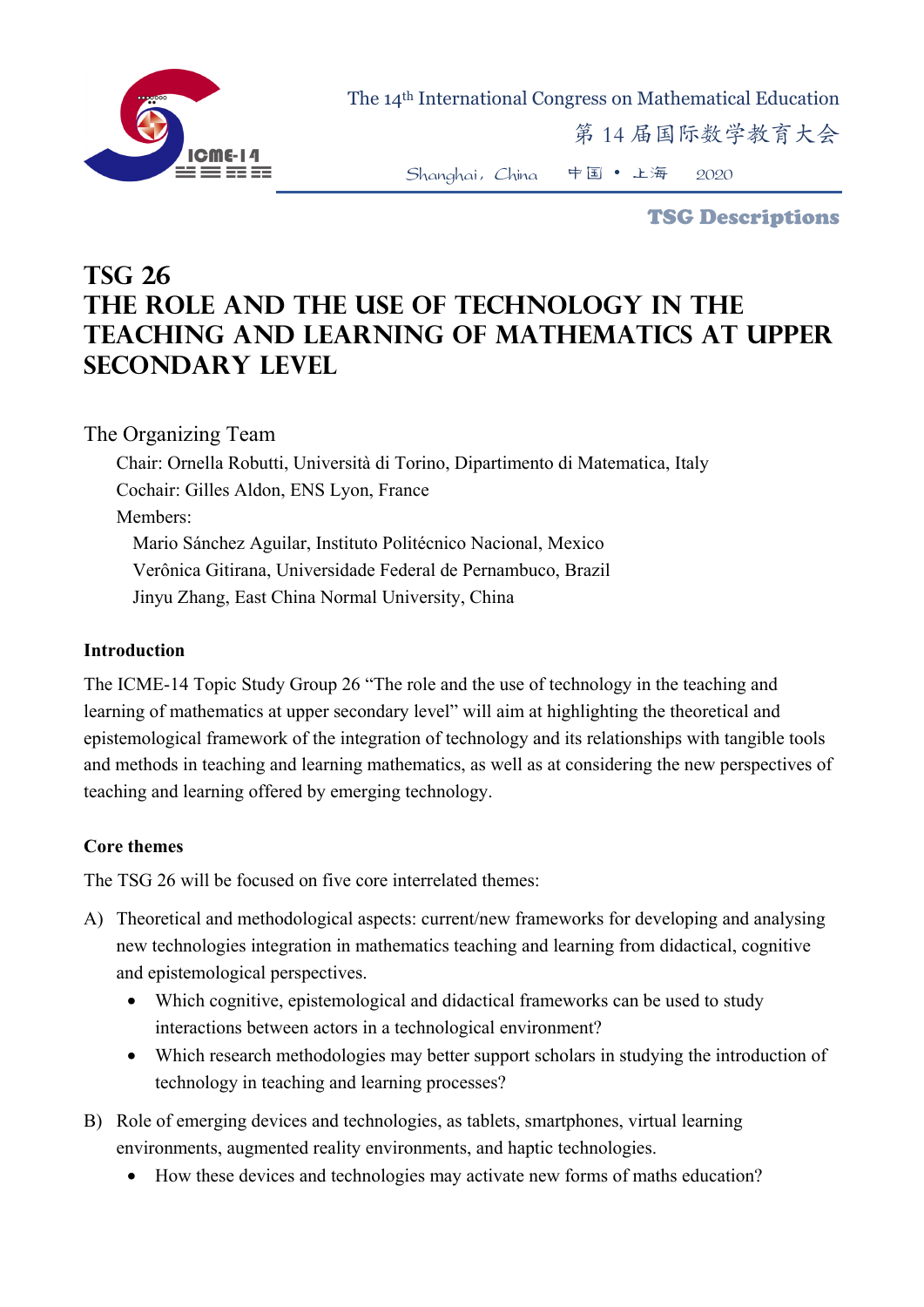The 14th International Congress on Mathematical Education

第 14 届国际数学教育大会

Shanghai, China 中国 • 上海 2020

**TSG Descriptions**

# TSG 26 THE ROLE AND THE USE OF TECHNOLOGY IN THE TEACHING AND LEARNING OF MATHEMATICS AT UPPER SECONDARY LEVEL

The Organizing Team

Chair: Ornella Robutti, Università di Torino, Dipartimento di Matematica, Italy

Cochair: Gilles Aldon, ENS Lyon, France

Members:

Mario Sánchez Aguilar, Instituto Politécnico Nacional, Mexico

Verônica Gitirana, Universidade Federal de Pernambuco, Brazil

Jinyu Zhang, East China Normal University, China

**Introduction**

The ICME-14 Topic Study Group 26 "The role and the use of technology in the teaching and learning of mathematics at upper secondary level" will aim at highlighting the theoretical and epistemological framework of the integration of technology and its relationships with tangible tools and methods in teaching and learning mathematics, as well as at considering the new perspectives of teaching and learning offered by emerging technology.

**Core themes**

The TSG 26 will be focused on five core interrelated themes:

A) Theoretical and methodological aspects: current/new frameworks for developing and analysing new technologies integration in mathematics teaching and learning from didactical, cognitive and epistemological perspectives.

- Which cognitive, epistemological and didactical frameworks can be used to study interactions between actors in a technological environment?
- Which research methodologies may better support scholars in studying the introduction of technology in teaching and learning processes?

B) Role of emerging devices and technologies, as tablets, smartphones, virtual learning environments, augmented reality environments, and haptic technologies.

- How these devices and technologies may activate new forms of maths education?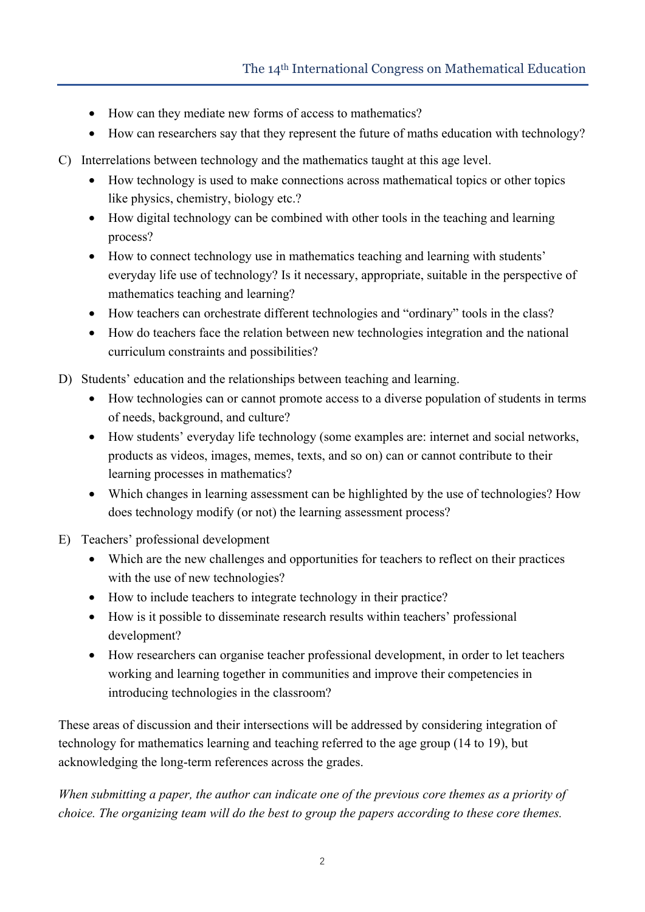- How can they mediate new forms of access to mathematics?
- How can researchers say that they represent the future of maths education with technology?

C) Interrelations between technology and the mathematics taught at this age level.

- How technology is used to make connections across mathematical topics or other topics like physics, chemistry, biology etc.?
- How digital technology can be combined with other tools in the teaching and learning process?
- How to connect technology use in mathematics teaching and learning with students' everyday life use of technology? Is it necessary, appropriate, suitable in the perspective of mathematics teaching and learning?
- How teachers can orchestrate different technologies and "ordinary" tools in the class?
- How do teachers face the relation between new technologies integration and the national curriculum constraints and possibilities?

D) Students' education and the relationships between teaching and learning.

- How technologies can or cannot promote access to a diverse population of students in terms of needs, background, and culture?
- How students' everyday life technology (some examples are: internet and social networks, products as videos, images, memes, texts, and so on) can or cannot contribute to their learning processes in mathematics?
- Which changes in learning assessment can be highlighted by the use of technologies? How does technology modify (or not) the learning assessment process?

E) Teachers' professional development

- Which are the new challenges and opportunities for teachers to reflect on their practices with the use of new technologies?
- How to include teachers to integrate technology in their practice?
- How is it possible to disseminate research results within teachers' professional development?
- How researchers can organise teacher professional development, in order to let teachers working and learning together in communities and improve their competencies in introducing technologies in the classroom?

These areas of discussion and their intersections will be addressed by considering integration of technology for mathematics learning and teaching referred to the age group (14 to 19), but acknowledging the long-term references across the grades.

*When submitting a paper, the author can indicate one of the previous core themes as a priority of choice. The organizing team will do the best to group the papers according to these core themes.*